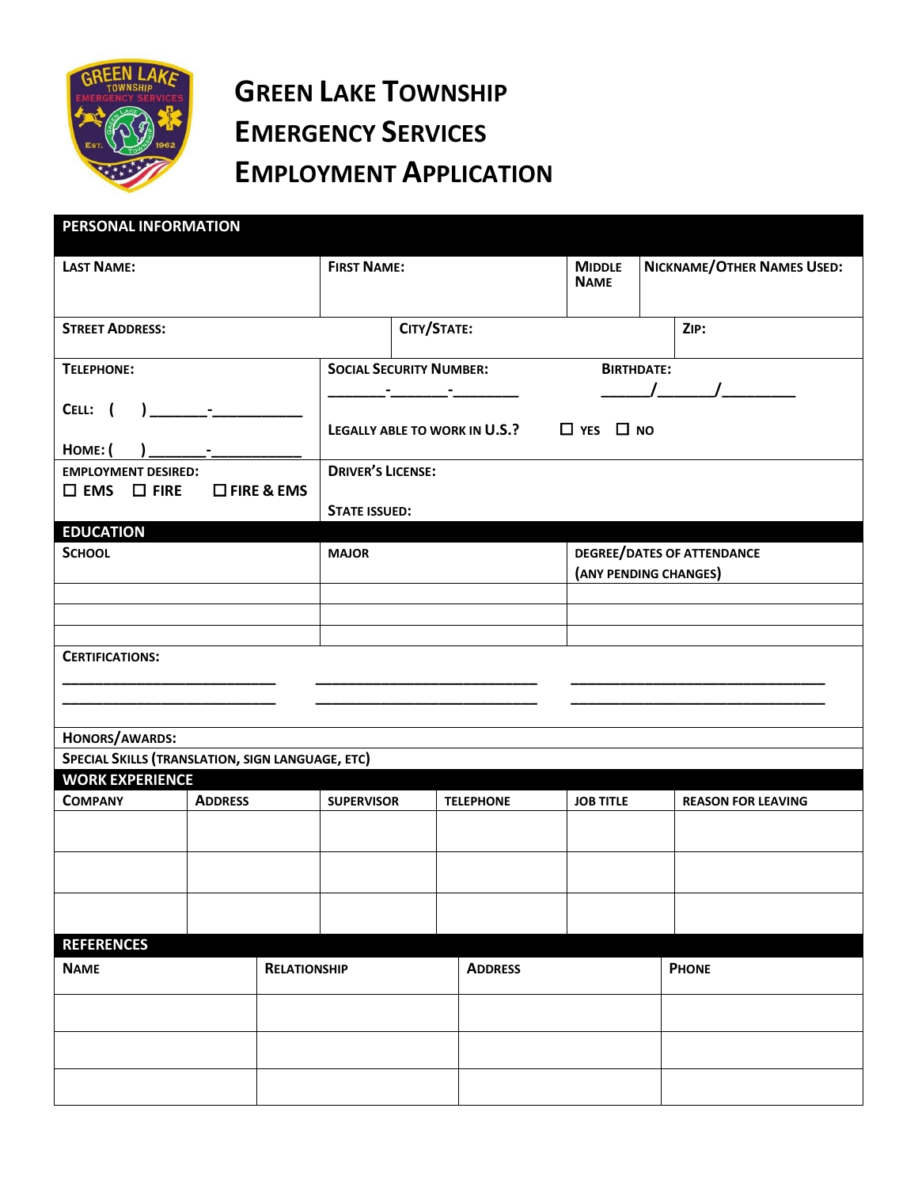# Green Lake Township Emergency Services Employment Application

## PERSONAL INFORMATION

| Last Name: | First Name: | Middle Name | Nickname/Other Names Used: |
|---|---|---|---|
| | | | |

| Street Address: | City/State: | Zip: |
|---|---|---|
| | | |

**Telephone:**

Cell: ( ) \_\_\_\_\_\_\_-\_\_\_\_\_\_\_\_\_\_\_

Home: ( ) \_\_\_\_\_\_\_-\_\_\_\_\_\_\_\_\_\_\_

**Social Security Number:** \_\_\_\_\_\_\_-\_\_\_\_\_\_\_-\_\_\_\_\_\_\_\_

**Birthdate:** \_\_\_\_\_\_/\_\_\_\_\_\_/\_\_\_\_\_\_\_\_\_

**Legally able to work in U.S.?** ☐ Yes ☐ No

**Employment Desired:** ☐ EMS ☐ Fire ☐ Fire & EMS

**Driver's License:**

**State Issued:**

## EDUCATION

| School | Major | Degree/Dates of Attendance (any pending changes) |
|---|---|---|
| | | |
| | | |
| | | |

**Certifications:**

\_\_\_\_\_\_\_\_\_\_\_\_\_\_\_\_\_\_\_\_\_\_\_\_\_\_ \_\_\_\_\_\_\_\_\_\_\_\_\_\_\_\_\_\_\_\_\_\_\_\_\_\_ \_\_\_\_\_\_\_\_\_\_\_\_\_\_\_\_\_\_\_\_\_\_\_\_\_\_\_\_\_\_

\_\_\_\_\_\_\_\_\_\_\_\_\_\_\_\_\_\_\_\_\_\_\_\_\_\_ \_\_\_\_\_\_\_\_\_\_\_\_\_\_\_\_\_\_\_\_\_\_\_\_\_\_ \_\_\_\_\_\_\_\_\_\_\_\_\_\_\_\_\_\_\_\_\_\_\_\_\_\_\_\_\_\_

**Honors/Awards:**

**Special Skills (translation, sign language, etc)**

## WORK EXPERIENCE

| Company | Address | Supervisor | Telephone | Job Title | Reason for Leaving |
|---|---|---|---|---|---|
| | | | | | |
| | | | | | |
| | | | | | |

## REFERENCES

| Name | Relationship | Address | Phone |
|---|---|---|---|
| | | | |
| | | | |
| | | | |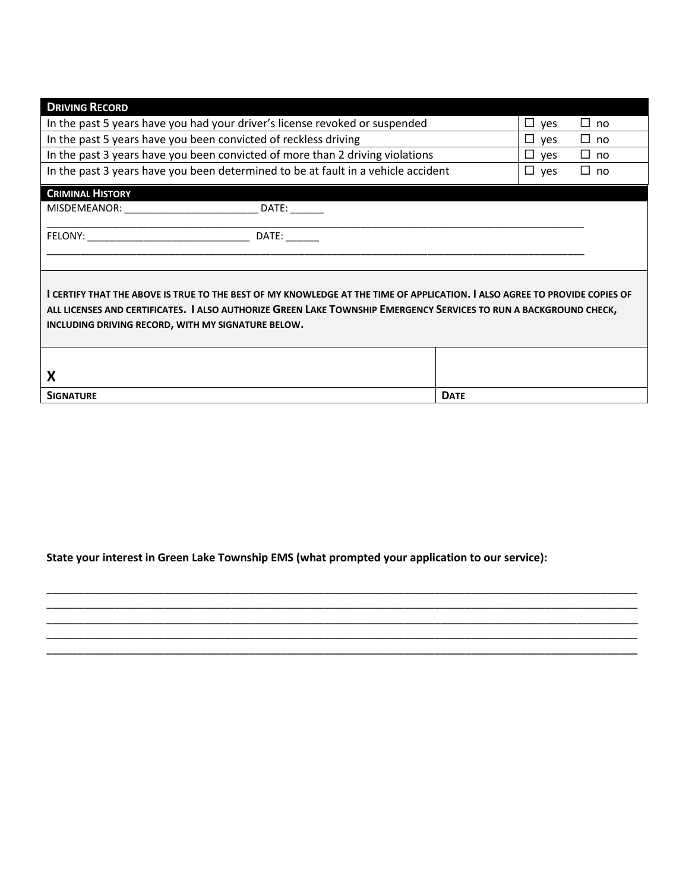| **Driving Record** | | |
|---|---|---|
| In the past 5 years have you had your driver's license revoked or suspended | ☐ yes | ☐ no |
| In the past 5 years have you been convicted of reckless driving | ☐ yes | ☐ no |
| In the past 3 years have you been convicted of more than 2 driving violations | ☐ yes | ☐ no |
| In the past 3 years have you been determined to be at fault in a vehicle accident | ☐ yes | ☐ no |

**Criminal History**

MISDEMEANOR: _______________________ DATE: ______

_____________________________________________________________________________________________

FELONY: ____________________________ DATE: ______

_____________________________________________________________________________________________

**I certify that the above is true to the best of my knowledge at the time of application. I also agree to provide copies of all licenses and certificates. I also authorize Green Lake Township Emergency Services to run a background check, including driving record, with my signature below.**

| | |
|---|---|
| **X** | |
| **Signature** | **Date** |

**State your interest in Green Lake Township EMS (what prompted your application to our service):**

_____________________________________________________________________________________________
_____________________________________________________________________________________________
_____________________________________________________________________________________________
_____________________________________________________________________________________________
_____________________________________________________________________________________________